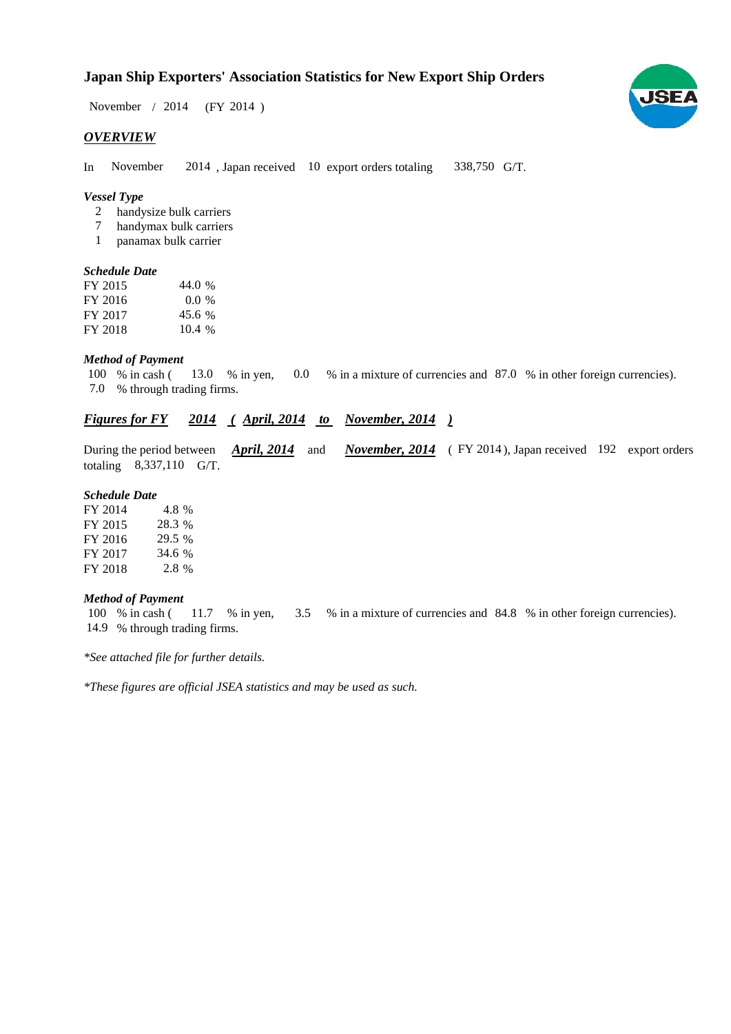# Japan Ship Exporters' Association Statistics for New Export Ship Orders

November / 2014 (FY 2014 )

## *OVERVIEW*

In November 2014 , Japan received 10 export orders totaling 338,750 G/T.

### *Vessel Type*

2 handysize bulk carriers
7 handymax bulk carriers
1 panamax bulk carrier

### *Schedule Date*

| | |
|---|---|
| FY 2015 | 44.0 % |
| FY 2016 | 0.0 % |
| FY 2017 | 45.6 % |
| FY 2018 | 10.4 % |

### *Method of Payment*

100 % in cash ( 13.0 % in yen, 0.0 % in a mixture of currencies and 87.0 % in other foreign currencies).
7.0 % through trading firms.

## ***Figures for FY 2014 ( April, 2014 to November, 2014 )***

During the period between ***April, 2014*** and ***November, 2014*** ( FY 2014 ), Japan received 192 export orders totaling 8,337,110 G/T.

### *Schedule Date*

| | |
|---|---|
| FY 2014 | 4.8 % |
| FY 2015 | 28.3 % |
| FY 2016 | 29.5 % |
| FY 2017 | 34.6 % |
| FY 2018 | 2.8 % |

### *Method of Payment*

100 % in cash ( 11.7 % in yen, 3.5 % in a mixture of currencies and 84.8 % in other foreign currencies).
14.9 % through trading firms.

*\*See attached file for further details.*

*\*These figures are official JSEA statistics and may be used as such.*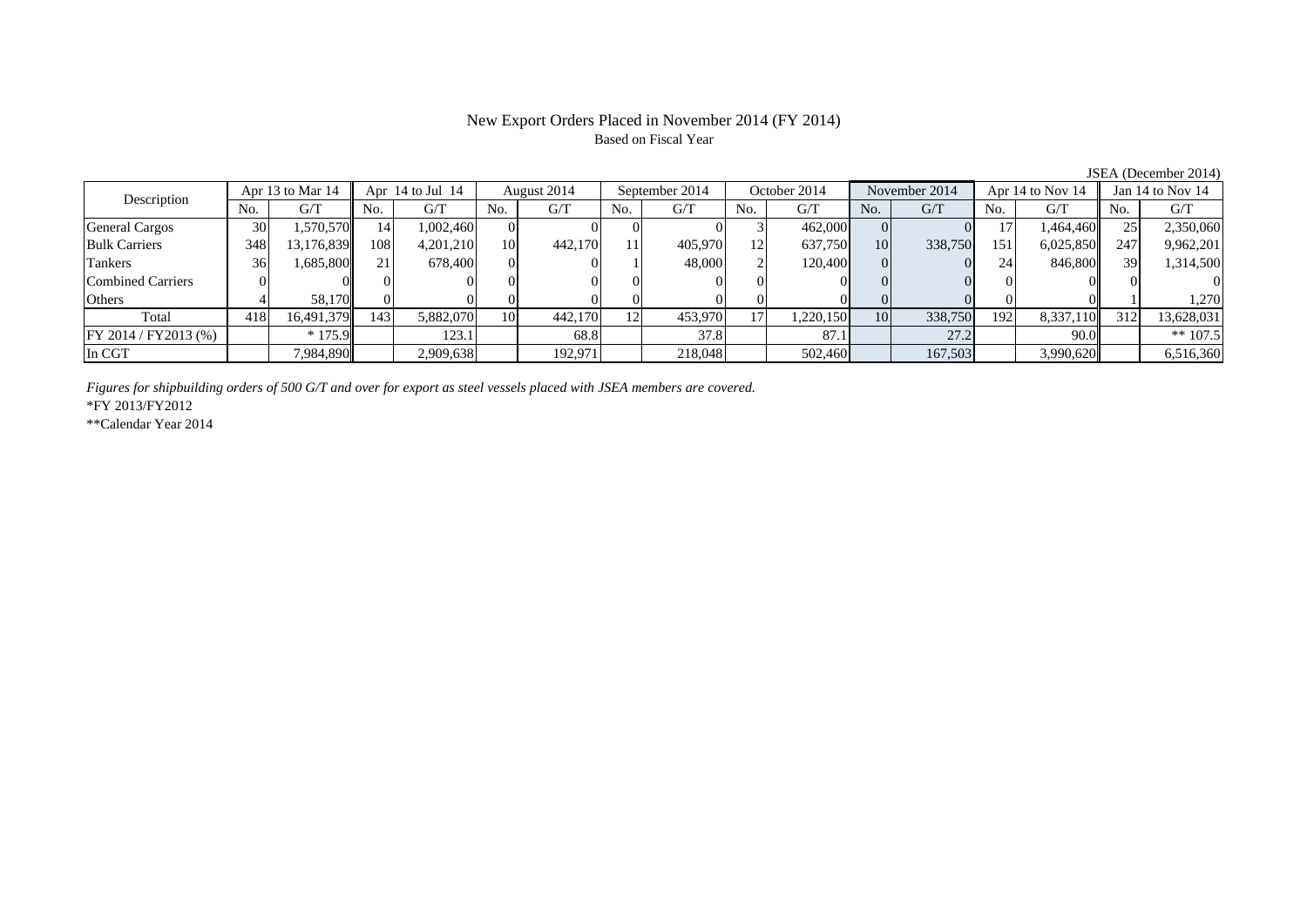# New Export Orders Placed in November 2014 (FY 2014)

Based on Fiscal Year

JSEA (December 2014)

| Description | Apr 13 to Mar 14 | | Apr 14 to Jul 14 | | August 2014 | | September 2014 | | October 2014 | | November 2014 | | Apr 14 to Nov 14 | | Jan 14 to Nov 14 | |
|---|---|---|---|---|---|---|---|---|---|---|---|---|---|---|---|---|
| | No. | G/T | No. | G/T | No. | G/T | No. | G/T | No. | G/T | No. | G/T | No. | G/T | No. | G/T |
| General Cargos | 30 | 1,570,570 | 14 | 1,002,460 | 0 | 0 | 0 | 0 | 3 | 462,000 | 0 | 0 | 17 | 1,464,460 | 25 | 2,350,060 |
| Bulk Carriers | 348 | 13,176,839 | 108 | 4,201,210 | 10 | 442,170 | 11 | 405,970 | 12 | 637,750 | 10 | 338,750 | 151 | 6,025,850 | 247 | 9,962,201 |
| Tankers | 36 | 1,685,800 | 21 | 678,400 | 0 | 0 | 1 | 48,000 | 2 | 120,400 | 0 | 0 | 24 | 846,800 | 39 | 1,314,500 |
| Combined Carriers | 0 | 0 | 0 | 0 | 0 | 0 | 0 | 0 | 0 | 0 | 0 | 0 | 0 | 0 | 0 | 0 |
| Others | 4 | 58,170 | 0 | 0 | 0 | 0 | 0 | 0 | 0 | 0 | 0 | 0 | 0 | 0 | 1 | 1,270 |
| Total | 418 | 16,491,379 | 143 | 5,882,070 | 10 | 442,170 | 12 | 453,970 | 17 | 1,220,150 | 10 | 338,750 | 192 | 8,337,110 | 312 | 13,628,031 |
| FY 2014 / FY2013 (%) | | * 175.9 | | 123.1 | | 68.8 | | 37.8 | | 87.1 | | 27.2 | | 90.0 | | ** 107.5 |
| In CGT | | 7,984,890 | | 2,909,638 | | 192,971 | | 218,048 | | 502,460 | | 167,503 | | 3,990,620 | | 6,516,360 |

*Figures for shipbuilding orders of 500 G/T and over for export as steel vessels placed with JSEA members are covered.*

*FY 2013/FY2012

**Calendar Year 2014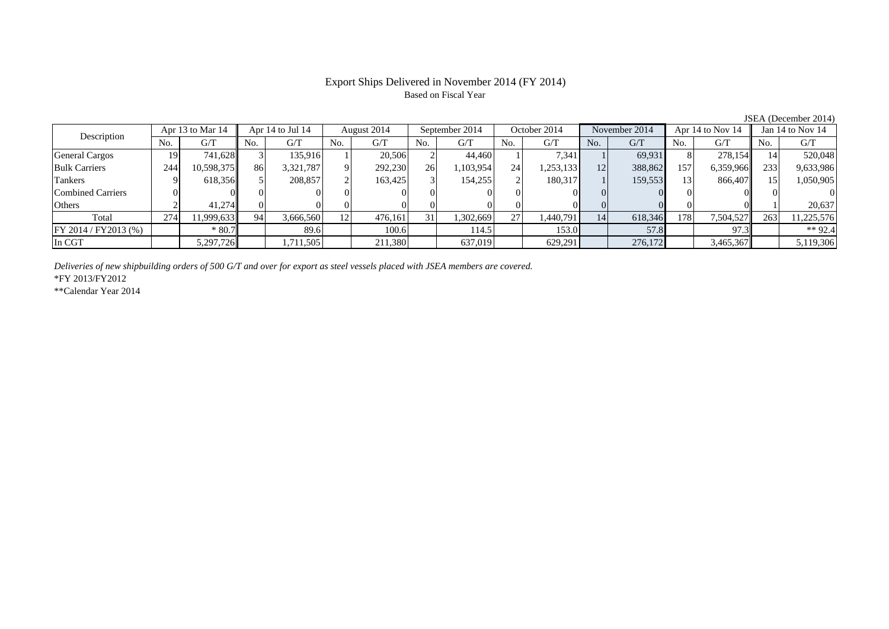# Export Ships Delivered in November 2014 (FY 2014)

Based on Fiscal Year

JSEA (December 2014)

| Description | Apr 13 to Mar 14 | | Apr 14 to Jul 14 | | August 2014 | | September 2014 | | October 2014 | | November 2014 | | Apr 14 to Nov 14 | | Jan 14 to Nov 14 | |
|---|---|---|---|---|---|---|---|---|---|---|---|---|---|---|---|---|
| | No. | G/T | No. | G/T | No. | G/T | No. | G/T | No. | G/T | No. | G/T | No. | G/T | No. | G/T |
| General Cargos | 19 | 741,628 | 3 | 135,916 | 1 | 20,506 | 2 | 44,460 | 1 | 7,341 | 1 | 69,931 | 8 | 278,154 | 14 | 520,048 |
| Bulk Carriers | 244 | 10,598,375 | 86 | 3,321,787 | 9 | 292,230 | 26 | 1,103,954 | 24 | 1,253,133 | 12 | 388,862 | 157 | 6,359,966 | 233 | 9,633,986 |
| Tankers | 9 | 618,356 | 5 | 208,857 | 2 | 163,425 | 3 | 154,255 | 2 | 180,317 | 1 | 159,553 | 13 | 866,407 | 15 | 1,050,905 |
| Combined Carriers | 0 | 0 | 0 | 0 | 0 | 0 | 0 | 0 | 0 | 0 | 0 | 0 | 0 | 0 | 0 | 0 |
| Others | 2 | 41,274 | 0 | 0 | 0 | 0 | 0 | 0 | 0 | 0 | 0 | 0 | 0 | 0 | 1 | 20,637 |
| Total | 274 | 11,999,633 | 94 | 3,666,560 | 12 | 476,161 | 31 | 1,302,669 | 27 | 1,440,791 | 14 | 618,346 | 178 | 7,504,527 | 263 | 11,225,576 |
| FY 2014 / FY2013 (%) | | * 80.7 | | 89.6 | | 100.6 | | 114.5 | | 153.0 | | 57.8 | | 97.3 | | ** 92.4 |
| In CGT | | 5,297,726 | | 1,711,505 | | 211,380 | | 637,019 | | 629,291 | | 276,172 | | 3,465,367 | | 5,119,306 |

*Deliveries of new shipbuilding orders of 500 G/T and over for export as steel vessels placed with JSEA members are covered.*

*FY 2013/FY2012

**Calendar Year 2014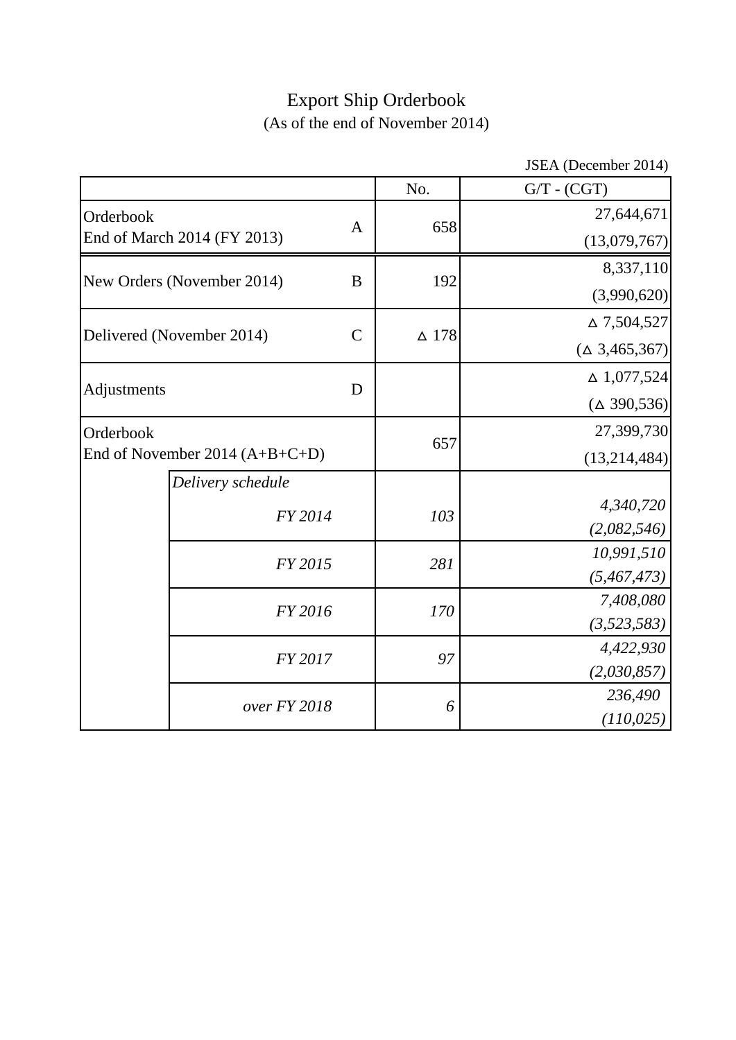# Export Ship Orderbook

(As of the end of November 2014)

JSEA (December 2014)

| | | No. | G/T - (CGT) |
|---|---|---|---|
| Orderbook End of March 2014 (FY 2013) | A | 658 | 27,644,671 (13,079,767) |
| New Orders (November 2014) | B | 192 | 8,337,110 (3,990,620) |
| Delivered (November 2014) | C | △ 178 | △ 7,504,527 (△ 3,465,367) |
| Adjustments | D | | △ 1,077,524 (△ 390,536) |
| Orderbook End of November 2014 (A+B+C+D) | | 657 | 27,399,730 (13,214,484) |
| *Delivery schedule* | | | |
| | *FY 2014* | *103* | *4,340,720 (2,082,546)* |
| | *FY 2015* | *281* | *10,991,510 (5,467,473)* |
| | *FY 2016* | *170* | *7,408,080 (3,523,583)* |
| | *FY 2017* | *97* | *4,422,930 (2,030,857)* |
| | *over FY 2018* | *6* | *236,490 (110,025)* |